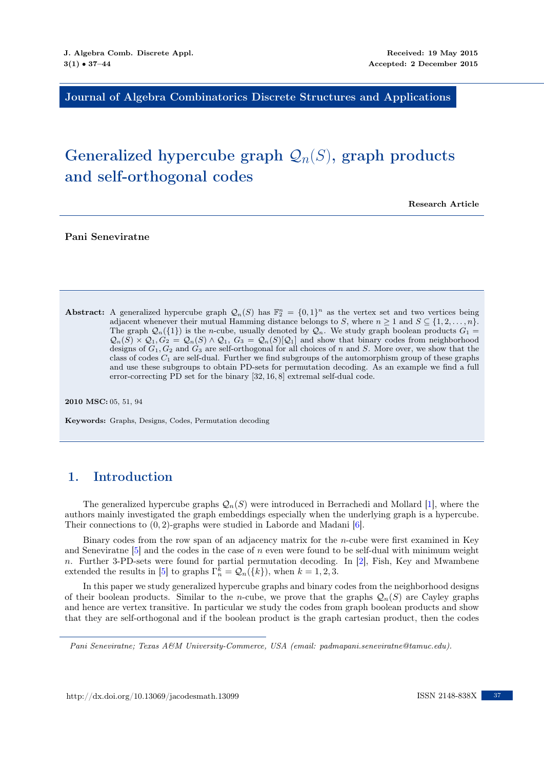Journal of Algebra Combinatorics Discrete Structures and Applications

# Generalized hypercube graph $\mathcal{Q}_n(S)$, graph products and self-orthogonal codes

**Research Article**

**Pani Seneviratne**

**Abstract:** A generalized hypercube graph $\mathcal{Q}_n(S)$ has $\mathbb{F}_2^n = \{0,1\}^n$ as the vertex set and two vertices being adjacent whenever their mutual Hamming distance belongs to $S$, where $n \geq 1$ and $S \subseteq \{1, 2, \ldots, n\}$. The graph $\mathcal{Q}_n(\{1\})$ is the $n$-cube, usually denoted by $\mathcal{Q}_n$. We study graph boolean products $G_1 = \mathcal{Q}_n(S) \times \mathcal{Q}_1, G_2 = \mathcal{Q}_n(S) \wedge \mathcal{Q}_1$, $G_3 = \mathcal{Q}_n(S)[\mathcal{Q}_1]$ and show that binary codes from neighborhood designs of $G_1, G_2$ and $G_3$ are self-orthogonal for all choices of $n$ and $S$. More over, we show that the class of codes $C_1$ are self-dual. Further we find subgroups of the automorphism group of these graphs and use these subgroups to obtain PD-sets for permutation decoding. As an example we find a full error-correcting PD set for the binary $[32, 16, 8]$ extremal self-dual code.

**2010 MSC:** 05, 51, 94

**Keywords:** Graphs, Designs, Codes, Permutation decoding

## 1. Introduction

The generalized hypercube graphs $\mathcal{Q}_n(S)$ were introduced in Berrachedi and Mollard [1], where the authors mainly investigated the graph embeddings especially when the underlying graph is a hypercube. Their connections to $(0, 2)$-graphs were studied in Laborde and Madani [6].

Binary codes from the row span of an adjacency matrix for the $n$-cube were first examined in Key and Seneviratne [5] and the codes in the case of $n$ even were found to be self-dual with minimum weight $n$. Further 3-PD-sets were found for partial permutation decoding. In [2], Fish, Key and Mwambene extended the results in [5] to graphs $\Gamma_n^k = \mathcal{Q}_n(\{k\})$, when $k = 1, 2, 3$.

In this paper we study generalized hypercube graphs and binary codes from the neighborhood designs of their boolean products. Similar to the $n$-cube, we prove that the graphs $\mathcal{Q}_n(S)$ are Cayley graphs and hence are vertex transitive. In particular we study the codes from graph boolean products and show that they are self-orthogonal and if the boolean product is the graph cartesian product, then the codes

*Pani Seneviratne; Texas A&M University-Commerce, USA (email: padmapani.seneviratne@tamuc.edu).*

http://dx.doi.org/10.13069/jacodesmath.13099

ISSN 2148-838X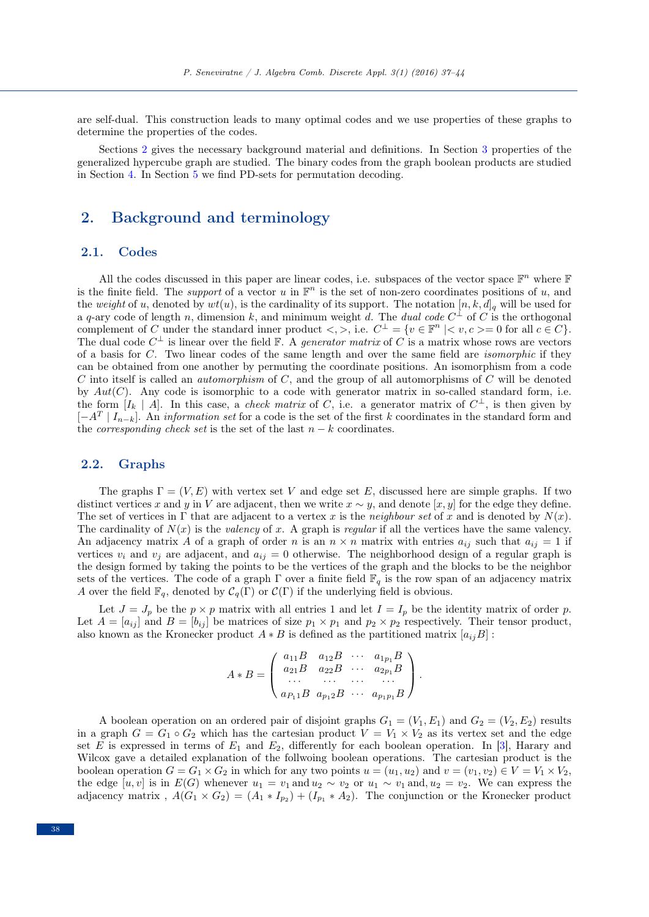are self-dual. This construction leads to many optimal codes and we use properties of these graphs to determine the properties of the codes.

Sections 2 gives the necessary background material and definitions. In Section 3 properties of the generalized hypercube graph are studied. The binary codes from the graph boolean products are studied in Section 4. In Section 5 we find PD-sets for permutation decoding.

## 2. Background and terminology

### 2.1. Codes

All the codes discussed in this paper are linear codes, i.e. subspaces of the vector space $\mathbb{F}^n$ where $\mathbb{F}$ is the finite field. The *support* of a vector $u$ in $\mathbb{F}^n$ is the set of non-zero coordinates positions of $u$, and the *weight* of $u$, denoted by $wt(u)$, is the cardinality of its support. The notation $[n, k, d]_q$ will be used for a $q$-ary code of length $n$, dimension $k$, and minimum weight $d$. The *dual code* $C^{\perp}$ of $C$ is the orthogonal complement of $C$ under the standard inner product $<, >$, i.e. $C^{\perp} = \{v \in \mathbb{F}^n \mid <v, c>= 0 \text{ for all } c \in C\}$. The dual code $C^{\perp}$ is linear over the field $\mathbb{F}$. A *generator matrix* of $C$ is a matrix whose rows are vectors of a basis for $C$. Two linear codes of the same length and over the same field are *isomorphic* if they can be obtained from one another by permuting the coordinate positions. An isomorphism from a code $C$ into itself is called an *automorphism* of $C$, and the group of all automorphisms of $C$ will be denoted by $Aut(C)$. Any code is isomorphic to a code with generator matrix in so-called standard form, i.e. the form $[I_k \mid A]$. In this case, a *check matrix* of $C$, i.e. a generator matrix of $C^{\perp}$, is then given by $[-A^T \mid I_{n-k}]$. An *information set* for a code is the set of the first $k$ coordinates in the standard form and the *corresponding check set* is the set of the last $n - k$ coordinates.

### 2.2. Graphs

The graphs $\Gamma = (V, E)$ with vertex set $V$ and edge set $E$, discussed here are simple graphs. If two distinct vertices $x$ and $y$ in $V$ are adjacent, then we write $x \sim y$, and denote $[x, y]$ for the edge they define. The set of vertices in $\Gamma$ that are adjacent to a vertex $x$ is the *neighbour set* of $x$ and is denoted by $N(x)$. The cardinality of $N(x)$ is the *valency* of $x$. A graph is *regular* if all the vertices have the same valency. An adjacency matrix $A$ of a graph of order $n$ is an $n \times n$ matrix with entries $a_{ij}$ such that $a_{ij} = 1$ if vertices $v_i$ and $v_j$ are adjacent, and $a_{ij} = 0$ otherwise. The neighborhood design of a regular graph is the design formed by taking the points to be the vertices of the graph and the blocks to be the neighbor sets of the vertices. The code of a graph $\Gamma$ over a finite field $\mathbb{F}_q$ is the row span of an adjacency matrix $A$ over the field $\mathbb{F}_q$, denoted by $\mathcal{C}_q(\Gamma)$ or $\mathcal{C}(\Gamma)$ if the underlying field is obvious.

Let $J = J_p$ be the $p \times p$ matrix with all entries 1 and let $I = I_p$ be the identity matrix of order $p$. Let $A = [a_{ij}]$ and $B = [b_{ij}]$ be matrices of size $p_1 \times p_1$ and $p_2 \times p_2$ respectively. Their tensor product, also known as the Kronecker product $A * B$ is defined as the partitioned matrix $[a_{ij}B]$ :

$$A * B = \begin{pmatrix} a_{11}B & a_{12}B & \cdots & a_{1p_1}B \\ a_{21}B & a_{22}B & \cdots & a_{2p_1}B \\ \cdots & \cdots & \cdots & \cdots \\ a_{P_1 1}B & a_{p_1 2}B & \cdots & a_{p_1 p_1}B \end{pmatrix}.$$

A boolean operation on an ordered pair of disjoint graphs $G_1 = (V_1, E_1)$ and $G_2 = (V_2, E_2)$ results in a graph $G = G_1 \circ G_2$ which has the cartesian product $V = V_1 \times V_2$ as its vertex set and the edge set $E$ is expressed in terms of $E_1$ and $E_2$, differently for each boolean operation. In [3], Harary and Wilcox gave a detailed explanation of the follwoing boolean operations. The cartesian product is the boolean operation $G = G_1 \times G_2$ in which for any two points $u = (u_1, u_2)$ and $v = (v_1, v_2) \in V = V_1 \times V_2$, the edge $[u, v]$ is in $E(G)$ whenever $u_1 = v_1$ and $u_2 \sim v_2$ or $u_1 \sim v_1$ and, $u_2 = v_2$. We can express the adjacency matrix , $A(G_1 \times G_2) = (A_1 * I_{p_2}) + (I_{p_1} * A_2)$. The conjunction or the Kronecker product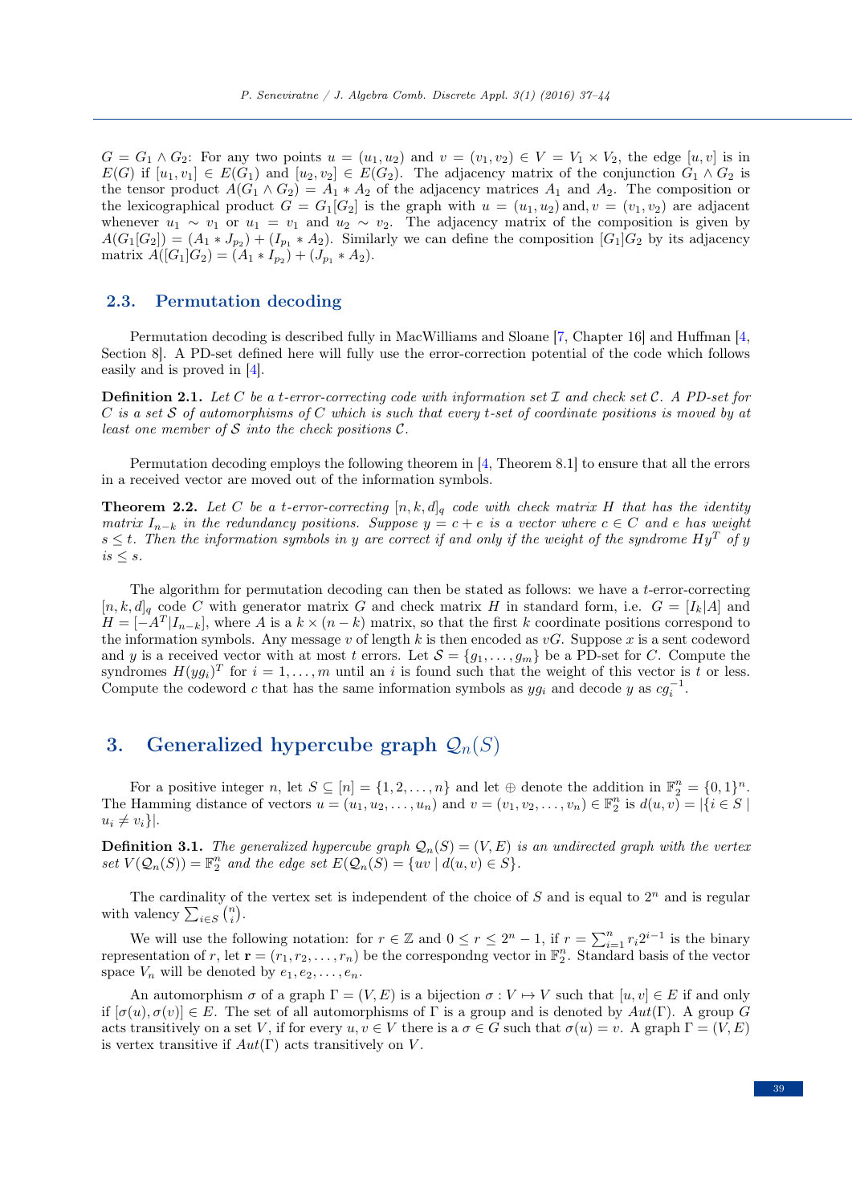$G = G_1 \wedge G_2$: For any two points $u = (u_1, u_2)$ and $v = (v_1, v_2) \in V = V_1 \times V_2$, the edge $[u, v]$ is in $E(G)$ if $[u_1, v_1] \in E(G_1)$ and $[u_2, v_2] \in E(G_2)$. The adjacency matrix of the conjunction $G_1 \wedge G_2$ is the tensor product $A(G_1 \wedge G_2) = A_1 * A_2$ of the adjacency matrices $A_1$ and $A_2$. The composition or the lexicographical product $G = G_1[G_2]$ is the graph with $u = (u_1, u_2)$ and, $v = (v_1, v_2)$ are adjacent whenever $u_1 \sim v_1$ or $u_1 = v_1$ and $u_2 \sim v_2$. The adjacency matrix of the composition is given by $A(G_1[G_2]) = (A_1 * J_{p_2}) + (I_{p_1} * A_2)$. Similarly we can define the composition $[G_1]G_2$ by its adjacency matrix $A([G_1]G_2) = (A_1 * I_{p_2}) + (J_{p_1} * A_2)$.

## 2.3. Permutation decoding

Permutation decoding is described fully in MacWilliams and Sloane [7, Chapter 16] and Huffman [4, Section 8]. A PD-set defined here will fully use the error-correction potential of the code which follows easily and is proved in [4].

**Definition 2.1.** *Let $C$ be a $t$-error-correcting code with information set $\mathcal{I}$ and check set $\mathcal{C}$. A PD-set for $C$ is a set $\mathcal{S}$ of automorphisms of $C$ which is such that every $t$-set of coordinate positions is moved by at least one member of $\mathcal{S}$ into the check positions $\mathcal{C}$.*

Permutation decoding employs the following theorem in [4, Theorem 8.1] to ensure that all the errors in a received vector are moved out of the information symbols.

**Theorem 2.2.** *Let $C$ be a $t$-error-correcting $[n, k, d]_q$ code with check matrix $H$ that has the identity matrix $I_{n-k}$ in the redundancy positions. Suppose $y = c + e$ is a vector where $c \in C$ and $e$ has weight $s \leq t$. Then the information symbols in $y$ are correct if and only if the weight of the syndrome $Hy^T$ of $y$ is $\leq s$.*

The algorithm for permutation decoding can then be stated as follows: we have a $t$-error-correcting $[n, k, d]_q$ code $C$ with generator matrix $G$ and check matrix $H$ in standard form, i.e. $G = [I_k|A]$ and $H = [-A^T|I_{n-k}]$, where $A$ is a $k \times (n - k)$ matrix, so that the first $k$ coordinate positions correspond to the information symbols. Any message $v$ of length $k$ is then encoded as $vG$. Suppose $x$ is a sent codeword and $y$ is a received vector with at most $t$ errors. Let $\mathcal{S} = \{g_1, \ldots, g_m\}$ be a PD-set for $C$. Compute the syndromes $H(yg_i)^T$ for $i = 1, \ldots, m$ until an $i$ is found such that the weight of this vector is $t$ or less. Compute the codeword $c$ that has the same information symbols as $yg_i$ and decode $y$ as $cg_i^{-1}$.

# 3. Generalized hypercube graph $\mathcal{Q}_n(S)$

For a positive integer $n$, let $S \subseteq [n] = \{1, 2, \ldots, n\}$ and let $\oplus$ denote the addition in $\mathbb{F}_2^n = \{0, 1\}^n$. The Hamming distance of vectors $u = (u_1, u_2, \ldots, u_n)$ and $v = (v_1, v_2, \ldots, v_n) \in \mathbb{F}_2^n$ is $d(u, v) = |\{i \in S \mid u_i \neq v_i\}|$.

**Definition 3.1.** *The generalized hypercube graph $\mathcal{Q}_n(S) = (V, E)$ is an undirected graph with the vertex set $V(\mathcal{Q}_n(S)) = \mathbb{F}_2^n$ and the edge set $E(\mathcal{Q}_n(S) = \{uv \mid d(u, v) \in S\}$.*

The cardinality of the vertex set is independent of the choice of $S$ and is equal to $2^n$ and is regular with valency $\sum_{i \in S} \binom{n}{i}$.

We will use the following notation: for $r \in \mathbb{Z}$ and $0 \leq r \leq 2^n - 1$, if $r = \sum_{i=1}^{n} r_i 2^{i-1}$ is the binary representation of $r$, let $\mathbf{r} = (r_1, r_2, \ldots, r_n)$ be the correspondng vector in $\mathbb{F}_2^n$. Standard basis of the vector space $V_n$ will be denoted by $e_1, e_2, \ldots, e_n$.

An automorphism $\sigma$ of a graph $\Gamma = (V, E)$ is a bijection $\sigma : V \mapsto V$ such that $[u, v] \in E$ if and only if $[\sigma(u), \sigma(v)] \in E$. The set of all automorphisms of $\Gamma$ is a group and is denoted by $Aut(\Gamma)$. A group $G$ acts transitively on a set $V$, if for every $u, v \in V$ there is a $\sigma \in G$ such that $\sigma(u) = v$. A graph $\Gamma = (V, E)$ is vertex transitive if $Aut(\Gamma)$ acts transitively on $V$.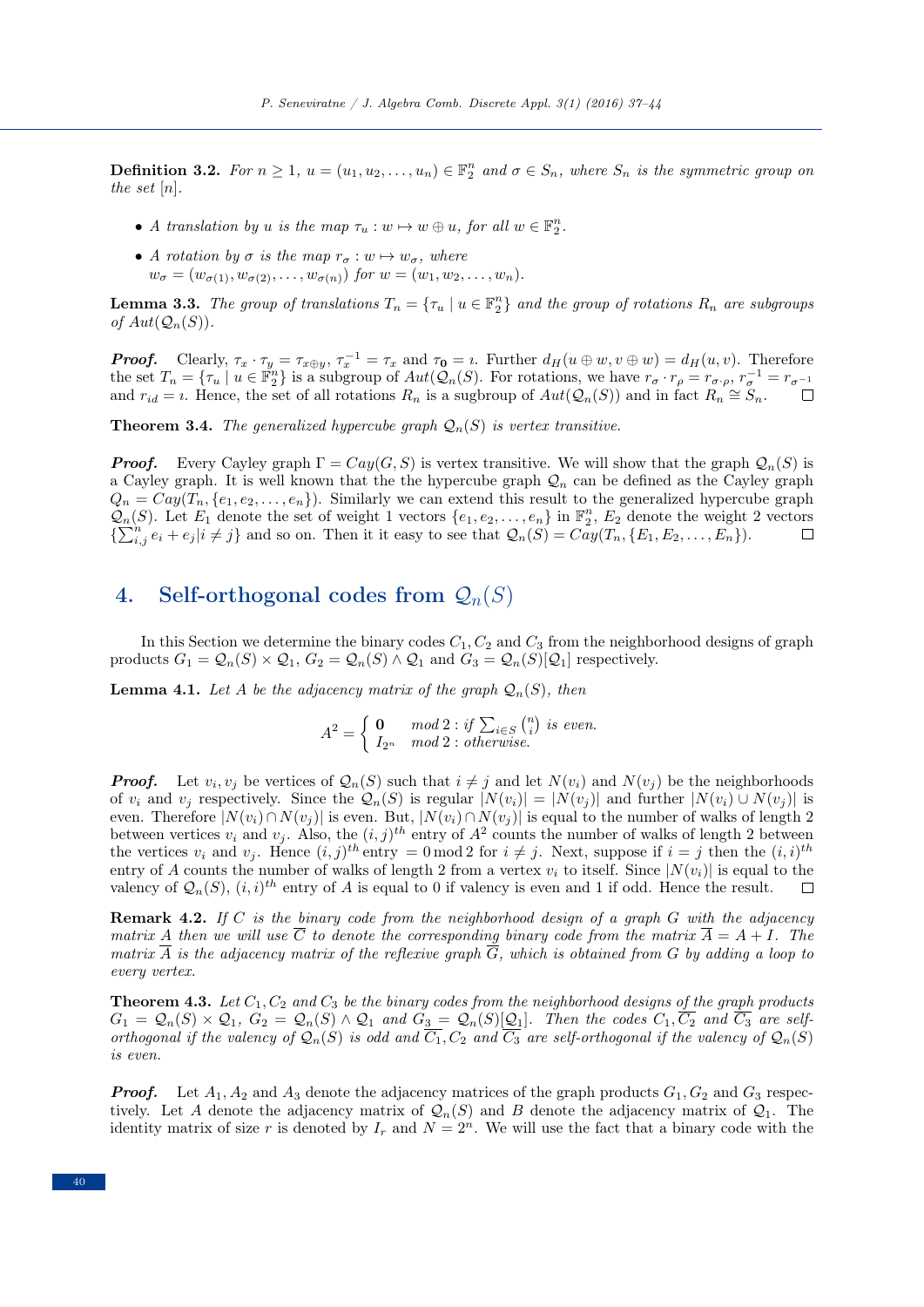**Definition 3.2.** *For $n \geq 1$, $u = (u_1, u_2, \ldots, u_n) \in \mathbb{F}_2^n$ and $\sigma \in S_n$, where $S_n$ is the symmetric group on the set $[n]$.*

- *A translation by $u$ is the map $\tau_u : w \mapsto w \oplus u$, for all $w \in \mathbb{F}_2^n$.*
- *A rotation by $\sigma$ is the map $r_\sigma : w \mapsto w_\sigma$, where $w_\sigma = (w_{\sigma(1)}, w_{\sigma(2)}, \ldots, w_{\sigma(n)})$ for $w = (w_1, w_2, \ldots, w_n)$.*

**Lemma 3.3.** *The group of translations $T_n = \{\tau_u \mid u \in \mathbb{F}_2^n\}$ and the group of rotations $R_n$ are subgroups of $Aut(\mathcal{Q}_n(S))$.*

***Proof.*** Clearly, $\tau_x \cdot \tau_y = \tau_{x \oplus y}$, $\tau_x^{-1} = \tau_x$ and $\tau_{\mathbf{0}} = \imath$. Further $d_H(u \oplus w, v \oplus w) = d_H(u, v)$. Therefore the set $T_n = \{\tau_u \mid u \in \mathbb{F}_2^n\}$ is a subgroup of $Aut(\mathcal{Q}_n(S)$. For rotations, we have $r_\sigma \cdot r_\rho = r_{\sigma \cdot \rho}$, $r_\sigma^{-1} = r_{\sigma^{-1}}$ and $r_{id} = \imath$. Hence, the set of all rotations $R_n$ is a sugbroup of $Aut(\mathcal{Q}_n(S))$ and in fact $R_n \cong S_n$. $\square$

**Theorem 3.4.** *The generalized hypercube graph $\mathcal{Q}_n(S)$ is vertex transitive.*

***Proof.*** Every Cayley graph $\Gamma = Cay(G, S)$ is vertex transitive. We will show that the graph $\mathcal{Q}_n(S)$ is a Cayley graph. It is well known that the the hypercube graph $\mathcal{Q}_n$ can be defined as the Cayley graph $Q_n = Cay(T_n, \{e_1, e_2, \ldots, e_n\})$. Similarly we can extend this result to the generalized hypercube graph $\mathcal{Q}_n(S)$. Let $E_1$ denote the set of weight 1 vectors $\{e_1, e_2, \ldots, e_n\}$ in $\mathbb{F}_2^n$, $E_2$ denote the weight 2 vectors $\{\sum_{i,j}^n e_i + e_j | i \neq j\}$ and so on. Then it easy to see that $\mathcal{Q}_n(S) = Cay(T_n, \{E_1, E_2, \ldots, E_n\})$. $\square$

## 4. Self-orthogonal codes from $\mathcal{Q}_n(S)$

In this Section we determine the binary codes $C_1, C_2$ and $C_3$ from the neighborhood designs of graph products $G_1 = \mathcal{Q}_n(S) \times \mathcal{Q}_1$, $G_2 = \mathcal{Q}_n(S) \wedge \mathcal{Q}_1$ and $G_3 = \mathcal{Q}_n(S)[\mathcal{Q}_1]$ respectively.

**Lemma 4.1.** *Let $A$ be the adjacency matrix of the graph $\mathcal{Q}_n(S)$, then*

$$A^2 = \begin{cases} \mathbf{0} & mod\, 2 : \text{if } \sum_{i \in S} \binom{n}{i} \text{ is even.} \\ I_{2^n} & mod\, 2 : otherwise. \end{cases}$$

***Proof.*** Let $v_i, v_j$ be vertices of $\mathcal{Q}_n(S)$ such that $i \neq j$ and let $N(v_i)$ and $N(v_j)$ be the neighborhoods of $v_i$ and $v_j$ respectively. Since the $\mathcal{Q}_n(S)$ is regular $|N(v_i)| = |N(v_j)|$ and further $|N(v_i) \cup N(v_j)|$ is even. Therefore $|N(v_i) \cap N(v_j)|$ is even. But, $|N(v_i) \cap N(v_j)|$ is equal to the number of walks of length 2 between vertices $v_i$ and $v_j$. Also, the $(i,j)^{th}$ entry of $A^2$ counts the number of walks of length 2 between the vertices $v_i$ and $v_j$. Hence $(i,j)^{th}$ entry $= 0 \bmod 2$ for $i \neq j$. Next, suppose if $i = j$ then the $(i,i)^{th}$ entry of $A$ counts the number of walks of length 2 from a vertex $v_i$ to itself. Since $|N(v_i)|$ is equal to the valency of $\mathcal{Q}_n(S)$, $(i,i)^{th}$ entry of $A$ is equal to 0 if valency is even and 1 if odd. Hence the result. $\square$

**Remark 4.2.** *If $C$ is the binary code from the neighborhood design of a graph $G$ with the adjacency matrix $A$ then we will use $\overline{C}$ to denote the corresponding binary code from the matrix $\overline{A} = A + I$. The matrix $\overline{A}$ is the adjacency matrix of the reflexive graph $\overline{G}$, which is obtained from $G$ by adding a loop to every vertex.*

**Theorem 4.3.** *Let $C_1, C_2$ and $C_3$ be the binary codes from the neighborhood designs of the graph products $G_1 = \mathcal{Q}_n(S) \times \mathcal{Q}_1$, $G_2 = \mathcal{Q}_n(S) \wedge \mathcal{Q}_1$ and $G_3 = \mathcal{Q}_n(S)[\mathcal{Q}_1]$. Then the codes $C_1, \overline{C_2}$ and $\overline{C_3}$ are self-orthogonal if the valency of $\mathcal{Q}_n(S)$ is odd and $\overline{C_1}, C_2$ and $\overline{C_3}$ are self-orthogonal if the valency of $\mathcal{Q}_n(S)$ is even.*

***Proof.*** Let $A_1, A_2$ and $A_3$ denote the adjacency matrices of the graph products $G_1, G_2$ and $G_3$ respectively. Let $A$ denote the adjacency matrix of $\mathcal{Q}_n(S)$ and $B$ denote the adjacency matrix of $\mathcal{Q}_1$. The identity matrix of size $r$ is denoted by $I_r$ and $N = 2^n$. We will use the fact that a binary code with the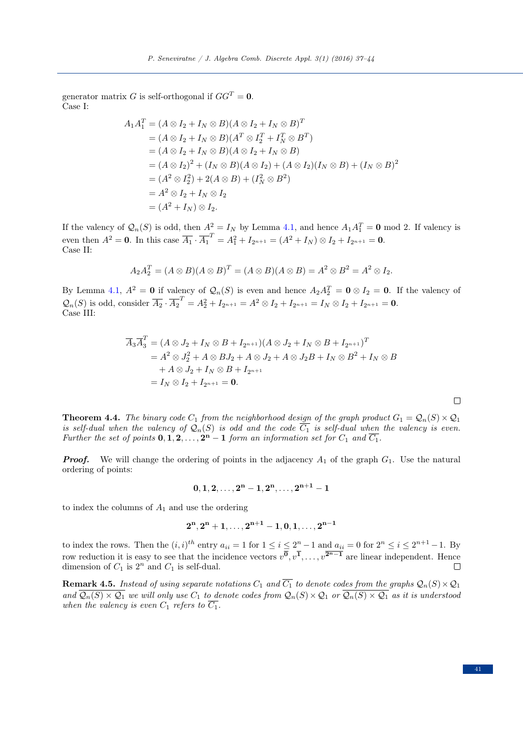generator matrix $G$ is self-orthogonal if $GG^T = \mathbf{0}$.

Case I:

$$\begin{aligned}
A_1 A_1^T &= (A \otimes I_2 + I_N \otimes B)(A \otimes I_2 + I_N \otimes B)^T \\
&= (A \otimes I_2 + I_N \otimes B)(A^T \otimes I_2^T + I_N^T \otimes B^T) \\
&= (A \otimes I_2 + I_N \otimes B)(A \otimes I_2 + I_N \otimes B) \\
&= (A \otimes I_2)^2 + (I_N \otimes B)(A \otimes I_2) + (A \otimes I_2)(I_N \otimes B) + (I_N \otimes B)^2 \\
&= (A^2 \otimes I_2^2) + 2(A \otimes B) + (I_N^2 \otimes B^2) \\
&= A^2 \otimes I_2 + I_N \otimes I_2 \\
&= (A^2 + I_N) \otimes I_2.
\end{aligned}$$

If the valency of $\mathcal{Q}_n(S)$ is odd, then $A^2 = I_N$ by Lemma 4.1, and hence $A_1 A_1^T = \mathbf{0}$ mod 2. If valency is even then $A^2 = \mathbf{0}$. In this case $\overline{A_1} \cdot \overline{A_1}^T = A_1^2 + I_{2^{n+1}} = (A^2 + I_N) \otimes I_2 + I_{2^{n+1}} = \mathbf{0}$.

Case II:

$$A_2 A_2^T = (A \otimes B)(A \otimes B)^T = (A \otimes B)(A \otimes B) = A^2 \otimes B^2 = A^2 \otimes I_2.$$

By Lemma 4.1, $A^2 = \mathbf{0}$ if valency of $\mathcal{Q}_n(S)$ is even and hence $A_2 A_2^T = \mathbf{0} \otimes I_2 = \mathbf{0}$. If the valency of $\mathcal{Q}_n(S)$ is odd, consider $\overline{A_2} \cdot \overline{A_2}^T = A_2^2 + I_{2^{n+1}} = A^2 \otimes I_2 + I_{2^{n+1}} = I_N \otimes I_2 + I_{2^{n+1}} = \mathbf{0}$.

Case III:

$$\begin{aligned}
\overline{A}_3 \overline{A}_3^T &= (A \otimes J_2 + I_N \otimes B + I_{2^{n+1}})(A \otimes J_2 + I_N \otimes B + I_{2^{n+1}})^T \\
&= A^2 \otimes J_2^2 + A \otimes BJ_2 + A \otimes J_2 + A \otimes J_2 B + I_N \otimes B^2 + I_N \otimes B \\
&\quad + A \otimes J_2 + I_N \otimes B + I_{2^{n+1}} \\
&= I_N \otimes I_2 + I_{2^{n+1}} = \mathbf{0}.
\end{aligned}$$

□

**Theorem 4.4.** *The binary code $C_1$ from the neighborhood design of the graph product $G_1 = \mathcal{Q}_n(S) \times \mathcal{Q}_1$ is self-dual when the valency of $\mathcal{Q}_n(S)$ is odd and the code $\overline{C_1}$ is self-dual when the valency is even. Further the set of points $\mathbf{0}, \mathbf{1}, \mathbf{2}, \ldots, \mathbf{2^n - 1}$ form an information set for $C_1$ and $\overline{C_1}$.*

***Proof.*** We will change the ordering of points in the adjacency $A_1$ of the graph $G_1$. Use the natural ordering of points:

$$\mathbf{0}, \mathbf{1}, \mathbf{2}, \ldots, \mathbf{2^n - 1}, \mathbf{2^n}, \ldots, \mathbf{2^{n+1} - 1}$$

to index the columns of $A_1$ and use the ordering

$$\mathbf{2^n}, \mathbf{2^n + 1}, \ldots, \mathbf{2^{n+1} - 1}, \mathbf{0}, \mathbf{1}, \ldots, \mathbf{2^{n-1}}$$

to index the rows. Then the $(i,i)^{th}$ entry $a_{ii} = 1$ for $1 \leq i \leq 2^n - 1$ and $a_{ii} = 0$ for $2^n \leq i \leq 2^{n+1} - 1$. By row reduction it is easy to see that the incidence vectors $v^{\mathbf{0}}, v^{\mathbf{1}}, \ldots, v^{\mathbf{2^n - 1}}$ are linear independent. Hence dimension of $C_1$ is $2^n$ and $C_1$ is self-dual. □

**Remark 4.5.** *Instead of using separate notations $C_1$ and $\overline{C_1}$ to denote codes from the graphs $\mathcal{Q}_n(S) \times \mathcal{Q}_1$ and $\overline{\mathcal{Q}_n(S) \times \mathcal{Q}_1}$ we will only use $C_1$ to denote codes from $\mathcal{Q}_n(S) \times \mathcal{Q}_1$ or $\overline{\mathcal{Q}_n(S) \times \mathcal{Q}_1}$ as it is understood when the valency is even $C_1$ refers to $\overline{C_1}$.*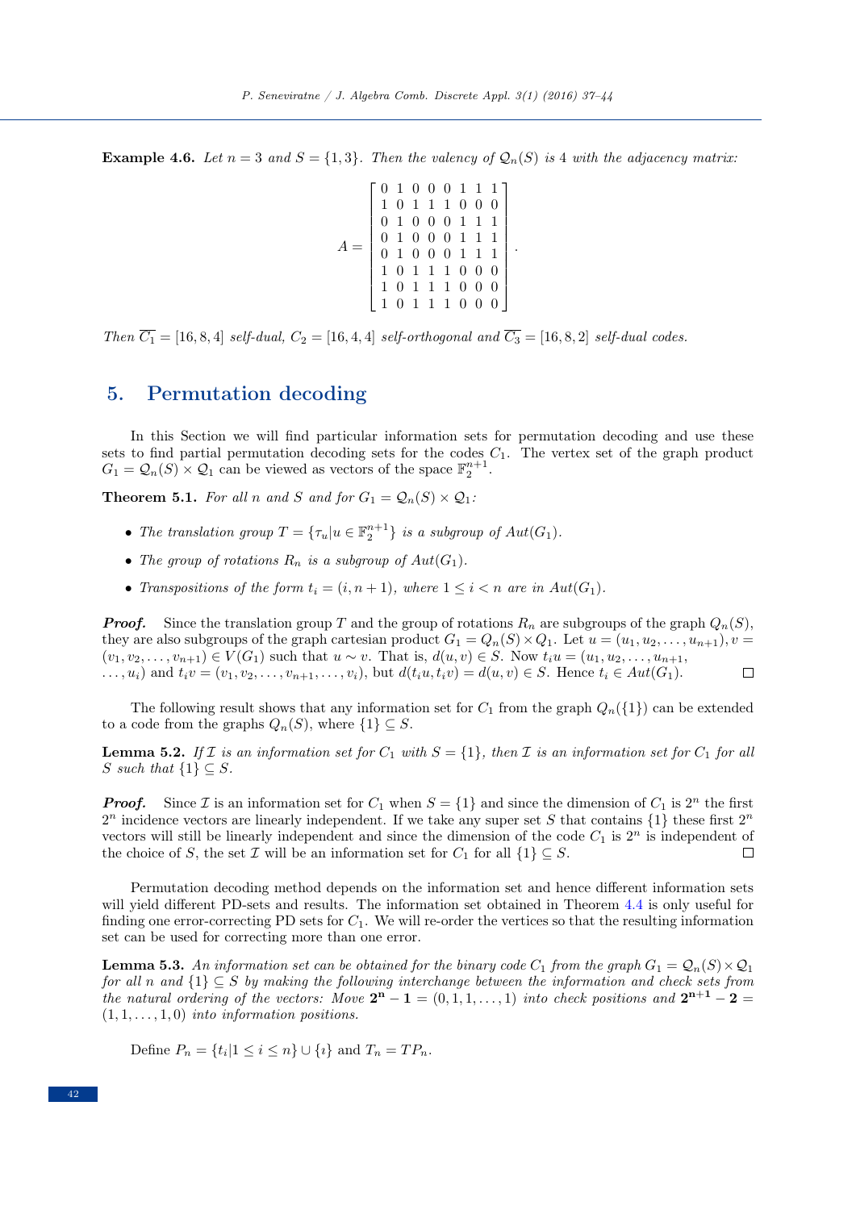**Example 4.6.** *Let $n = 3$ and $S = \{1, 3\}$. Then the valency of $\mathcal{Q}_n(S)$ is 4 with the adjacency matrix:*

$$A = \begin{bmatrix} 0 & 1 & 0 & 0 & 0 & 1 & 1 & 1 \\ 1 & 0 & 1 & 1 & 1 & 0 & 0 & 0 \\ 0 & 1 & 0 & 0 & 0 & 1 & 1 & 1 \\ 0 & 1 & 0 & 0 & 0 & 1 & 1 & 1 \\ 0 & 1 & 0 & 0 & 0 & 1 & 1 & 1 \\ 1 & 0 & 1 & 1 & 1 & 0 & 0 & 0 \\ 1 & 0 & 1 & 1 & 1 & 0 & 0 & 0 \\ 1 & 0 & 1 & 1 & 1 & 0 & 0 & 0 \end{bmatrix}.$$

*Then $\overline{C_1} = [16, 8, 4]$ self-dual, $C_2 = [16, 4, 4]$ self-orthogonal and $\overline{C_3} = [16, 8, 2]$ self-dual codes.*

## 5. Permutation decoding

In this Section we will find particular information sets for permutation decoding and use these sets to find partial permutation decoding sets for the codes $C_1$. The vertex set of the graph product $G_1 = \mathcal{Q}_n(S) \times \mathcal{Q}_1$ can be viewed as vectors of the space $\mathbb{F}_2^{n+1}$.

**Theorem 5.1.** *For all $n$ and $S$ and for $G_1 = \mathcal{Q}_n(S) \times \mathcal{Q}_1$:*

- *The translation group $T = \{\tau_u | u \in \mathbb{F}_2^{n+1}\}$ is a subgroup of $Aut(G_1)$.*
- *The group of rotations $R_n$ is a subgroup of $Aut(G_1)$.*
- *Transpositions of the form $t_i = (i, n+1)$, where $1 \leq i < n$ are in $Aut(G_1)$.*

***Proof.*** Since the translation group $T$ and the group of rotations $R_n$ are subgroups of the graph $Q_n(S)$, they are also subgroups of the graph cartesian product $G_1 = Q_n(S) \times Q_1$. Let $u = (u_1, u_2, \ldots, u_{n+1}), v = (v_1, v_2, \ldots, v_{n+1}) \in V(G_1)$ such that $u \sim v$. That is, $d(u, v) \in S$. Now $t_i u = (u_1, u_2, \ldots, u_{n+1}, \ldots, u_i)$ and $t_i v = (v_1, v_2, \ldots, v_{n+1}, \ldots, v_i)$, but $d(t_i u, t_i v) = d(u, v) \in S$. Hence $t_i \in Aut(G_1)$. □

The following result shows that any information set for $C_1$ from the graph $Q_n(\{1\})$ can be extended to a code from the graphs $Q_n(S)$, where $\{1\} \subseteq S$.

**Lemma 5.2.** *If $\mathcal{I}$ is an information set for $C_1$ with $S = \{1\}$, then $\mathcal{I}$ is an information set for $C_1$ for all $S$ such that $\{1\} \subseteq S$.*

***Proof.*** Since $\mathcal{I}$ is an information set for $C_1$ when $S = \{1\}$ and since the dimension of $C_1$ is $2^n$ the first $2^n$ incidence vectors are linearly independent. If we take any super set $S$ that contains $\{1\}$ these first $2^n$ vectors will still be linearly independent and since the dimension of the code $C_1$ is $2^n$ is independent of the choice of $S$, the set $\mathcal{I}$ will be an information set for $C_1$ for all $\{1\} \subseteq S$. □

Permutation decoding method depends on the information set and hence different information sets will yield different PD-sets and results. The information set obtained in Theorem 4.4 is only useful for finding one error-correcting PD sets for $C_1$. We will re-order the vertices so that the resulting information set can be used for correcting more than one error.

**Lemma 5.3.** *An information set can be obtained for the binary code $C_1$ from the graph $G_1 = \mathcal{Q}_n(S) \times \mathcal{Q}_1$ for all $n$ and $\{1\} \subseteq S$ by making the following interchange between the information and check sets from the natural ordering of the vectors: Move $\mathbf{2^n - 1} = (0, 1, 1, \ldots, 1)$ into check positions and $\mathbf{2^{n+1} - 2} = (1, 1, \ldots, 1, 0)$ into information positions.*

Define $P_n = \{t_i | 1 \leq i \leq n\} \cup \{\imath\}$ and $T_n = TP_n$.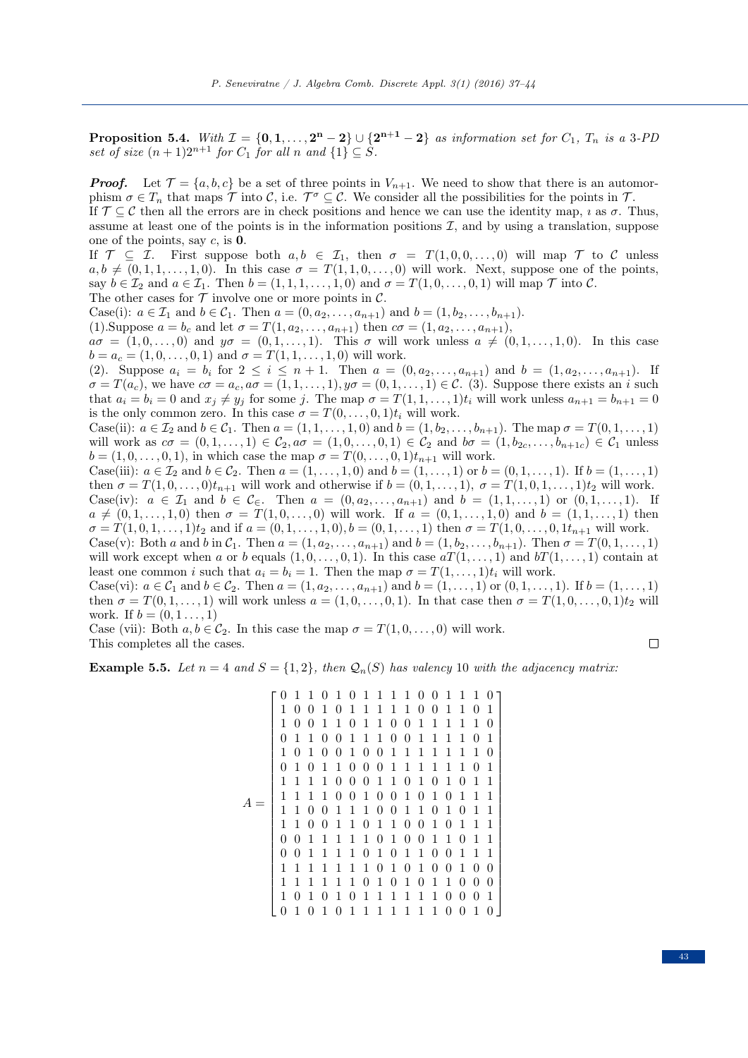**Proposition 5.4.** *With* $\mathcal{I} = \{\mathbf{0}, \mathbf{1}, \ldots, \mathbf{2^n - 2}\} \cup \{\mathbf{2^{n+1} - 2}\}$ *as information set for* $C_1$*,* $T_n$ *is a 3-PD set of size* $(n+1)2^{n+1}$ *for* $C_1$ *for all* $n$ *and* $\{1\} \subseteq S$*.*

***Proof.*** Let $\mathcal{T} = \{a, b, c\}$ be a set of three points in $V_{n+1}$. We need to show that there is an automorphism $\sigma \in T_n$ that maps $\mathcal{T}$ into $\mathcal{C}$, i.e. $\mathcal{T}^\sigma \subseteq \mathcal{C}$. We consider all the possibilities for the points in $\mathcal{T}$.
If $\mathcal{T} \subseteq \mathcal{C}$ then all the errors are in check positions and hence we can use the identity map, $\imath$ as $\sigma$. Thus, assume at least one of the points is in the information positions $\mathcal{I}$, and by using a translation, suppose one of the points, say $c$, is $\mathbf{0}$.
If $\mathcal{T} \subseteq \mathcal{I}$. First suppose both $a, b \in \mathcal{I}_1$, then $\sigma = T(1, 0, 0, \ldots, 0)$ will map $\mathcal{T}$ to $\mathcal{C}$ unless $a, b \neq (0, 1, 1, \ldots, 1, 0)$. In this case $\sigma = T(1, 1, 0, \ldots, 0)$ will work. Next, suppose one of the points, say $b \in \mathcal{I}_2$ and $a \in \mathcal{I}_1$. Then $b = (1, 1, 1, \ldots, 1, 0)$ and $\sigma = T(1, 0, \ldots, 0, 1)$ will map $\mathcal{T}$ into $\mathcal{C}$.
The other cases for $\mathcal{T}$ involve one or more points in $\mathcal{C}$.
Case(i): $a \in \mathcal{I}_1$ and $b \in \mathcal{C}_1$. Then $a = (0, a_2, \ldots, a_{n+1})$ and $b = (1, b_2, \ldots, b_{n+1})$.
(1).Suppose $a = b_c$ and let $\sigma = T(1, a_2, \ldots, a_{n+1})$ then $c\sigma = (1, a_2, \ldots, a_{n+1})$,
$a\sigma = (1, 0, \ldots, 0)$ and $y\sigma = (0, 1, \ldots, 1)$. This $\sigma$ will work unless $a \neq (0, 1, \ldots, 1, 0)$. In this case $b = a_c = (1, 0, \ldots, 0, 1)$ and $\sigma = T(1, 1, \ldots, 1, 0)$ will work.
(2). Suppose $a_i = b_i$ for $2 \le i \le n+1$. Then $a = (0, a_2, \ldots, a_{n+1})$ and $b = (1, a_2, \ldots, a_{n+1})$. If $\sigma = T(a_c)$, we have $c\sigma = a_c, a\sigma = (1, 1, \ldots, 1), y\sigma = (0, 1, \ldots, 1) \in \mathcal{C}$. (3). Suppose there exists an $i$ such that $a_i = b_i = 0$ and $x_j \neq y_j$ for some $j$. The map $\sigma = T(1, 1, \ldots, 1)t_i$ will work unless $a_{n+1} = b_{n+1} = 0$ is the only common zero. In this case $\sigma = T(0, \ldots, 0, 1)t_i$ will work.
Case(ii): $a \in \mathcal{I}_2$ and $b \in \mathcal{C}_1$. Then $a = (1, 1, \ldots, 1, 0)$ and $b = (1, b_2, \ldots, b_{n+1})$. The map $\sigma = T(0, 1, \ldots, 1)$ will work as $c\sigma = (0, 1, \ldots, 1) \in \mathcal{C}_2, a\sigma = (1, 0, \ldots, 0, 1) \in \mathcal{C}_2$ and $b\sigma = (1, b_{2c}, \ldots, b_{n+1c}) \in \mathcal{C}_1$ unless $b = (1, 0, \ldots, 0, 1)$, in which case the map $\sigma = T(0, \ldots, 0, 1)t_{n+1}$ will work.
Case(iii): $a \in \mathcal{I}_2$ and $b \in \mathcal{C}_2$. Then $a = (1, \ldots, 1, 0)$ and $b = (1, \ldots, 1)$ or $b = (0, 1, \ldots, 1)$. If $b = (1, \ldots, 1)$ then $\sigma = T(1, 0, \ldots, 0)t_{n+1}$ will work and otherwise if $b = (0, 1, \ldots, 1)$, $\sigma = T(1, 0, 1, \ldots, 1)t_2$ will work.
Case(iv): $a \in \mathcal{I}_1$ and $b \in \mathcal{C}_\in$. Then $a = (0, a_2, \ldots, a_{n+1})$ and $b = (1, 1, \ldots, 1)$ or $(0, 1, \ldots, 1)$. If $a \neq (0, 1, \ldots, 1, 0)$ then $\sigma = T(1, 0, \ldots, 0)$ will work. If $a = (0, 1, \ldots, 1, 0)$ and $b = (1, 1, \ldots, 1)$ then $\sigma = T(1, 0, 1, \ldots, 1)t_2$ and if $a = (0, 1, \ldots, 1, 0), b = (0, 1, \ldots, 1)$ then $\sigma = T(1, 0, \ldots, 0, 1t_{n+1}$ will work.
Case(v): Both $a$ and $b$ in $\mathcal{C}_1$. Then $a = (1, a_2, \ldots, a_{n+1})$ and $b = (1, b_2, \ldots, b_{n+1})$. Then $\sigma = T(0, 1, \ldots, 1)$ will work except when $a$ or $b$ equals $(1, 0, \ldots, 0, 1)$. In this case $aT(1, \ldots, 1)$ and $bT(1, \ldots, 1)$ contain at least one common $i$ such that $a_i = b_i = 1$. Then the map $\sigma = T(1, \ldots, 1)t_i$ will work.
Case(vi): $a \in \mathcal{C}_1$ and $b \in \mathcal{C}_2$. Then $a = (1, a_2, \ldots, a_{n+1})$ and $b = (1, \ldots, 1)$ or $(0, 1, \ldots, 1)$. If $b = (1, \ldots, 1)$ then $\sigma = T(0, 1, \ldots, 1)$ will work unless $a = (1, 0, \ldots, 0, 1)$. In that case then $\sigma = T(1, 0, \ldots, 0, 1)t_2$ will work. If $b = (0, 1 \ldots, 1)$
Case (vii): Both $a, b \in \mathcal{C}_2$. In this case the map $\sigma = T(1, 0, \ldots, 0)$ will work.
This completes all the cases. $\square$

**Example 5.5.** *Let* $n = 4$ *and* $S = \{1, 2\}$*, then* $\mathcal{Q}_n(S)$ *has valency* 10 *with the adjacency matrix:*

$$A = \begin{bmatrix}
0&1&1&0&1&0&1&1&1&1&0&0&1&1&1&0\\
1&0&0&1&0&1&1&1&1&1&0&0&1&1&0&1\\
1&0&0&1&1&0&1&1&0&0&1&1&1&1&1&0\\
0&1&1&0&0&1&1&1&0&0&1&1&1&1&0&1\\
1&0&1&0&0&1&0&0&1&1&1&1&1&1&1&0\\
0&1&0&1&1&0&0&0&1&1&1&1&1&1&0&1\\
1&1&1&1&0&0&0&1&1&0&1&0&1&0&1&1\\
1&1&1&1&0&0&1&0&0&1&0&1&0&1&1&1\\
1&1&0&0&1&1&1&0&0&1&1&0&1&0&1&1\\
1&1&0&0&1&1&0&1&1&0&0&1&0&1&1&1\\
0&0&1&1&1&1&1&0&1&0&0&1&1&0&1&1\\
0&0&1&1&1&1&0&1&0&1&1&0&0&1&1&1\\
1&1&1&1&1&1&1&0&1&0&1&0&0&1&0&0\\
1&1&1&1&1&1&0&1&0&1&0&1&1&0&0&0\\
1&0&1&0&1&0&1&1&1&1&1&1&0&0&0&1\\
0&1&0&1&0&1&1&1&1&1&1&1&0&0&1&0
\end{bmatrix}$$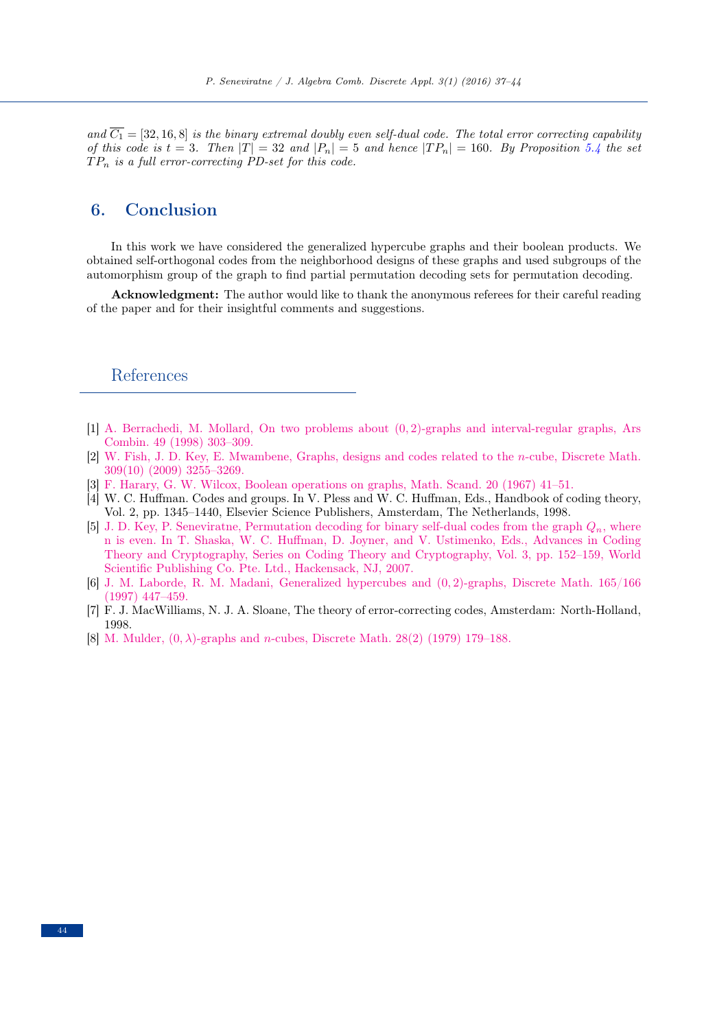*and* $\overline{C_1} = [32, 16, 8]$ *is the binary extremal doubly even self-dual code. The total error correcting capability of this code is* $t = 3$. *Then* $|T| = 32$ *and* $|P_n| = 5$ *and hence* $|TP_n| = 160$. *By Proposition 5.4 the set* $TP_n$ *is a full error-correcting PD-set for this code.*

## 6. Conclusion

In this work we have considered the generalized hypercube graphs and their boolean products. We obtained self-orthogonal codes from the neighborhood designs of these graphs and used subgroups of the automorphism group of the graph to find partial permutation decoding sets for permutation decoding.

**Acknowledgment:** The author would like to thank the anonymous referees for their careful reading of the paper and for their insightful comments and suggestions.

## References

[1] A. Berrachedi, M. Mollard, On two problems about $(0, 2)$-graphs and interval-regular graphs, Ars Combin. 49 (1998) 303–309.

[2] W. Fish, J. D. Key, E. Mwambene, Graphs, designs and codes related to the $n$-cube, Discrete Math. 309(10) (2009) 3255–3269.

[3] F. Harary, G. W. Wilcox, Boolean operations on graphs, Math. Scand. 20 (1967) 41–51.

[4] W. C. Huffman. Codes and groups. In V. Pless and W. C. Huffman, Eds., Handbook of coding theory, Vol. 2, pp. 1345–1440, Elsevier Science Publishers, Amsterdam, The Netherlands, 1998.

[5] J. D. Key, P. Seneviratne, Permutation decoding for binary self-dual codes from the graph $Q_n$, where n is even. In T. Shaska, W. C. Huffman, D. Joyner, and V. Ustimenko, Eds., Advances in Coding Theory and Cryptography, Series on Coding Theory and Cryptography, Vol. 3, pp. 152–159, World Scientific Publishing Co. Pte. Ltd., Hackensack, NJ, 2007.

[6] J. M. Laborde, R. M. Madani, Generalized hypercubes and $(0, 2)$-graphs, Discrete Math. 165/166 (1997) 447–459.

[7] F. J. MacWilliams, N. J. A. Sloane, The theory of error-correcting codes, Amsterdam: North-Holland, 1998.

[8] M. Mulder, $(0, \lambda)$-graphs and $n$-cubes, Discrete Math. 28(2) (1979) 179–188.